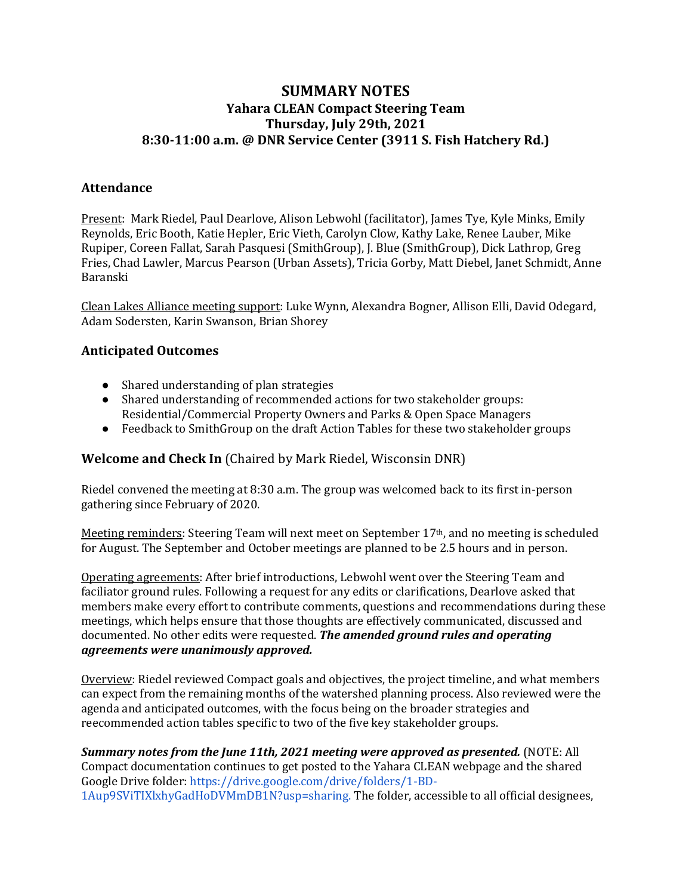# SUMMARY NOTES
## Yahara CLEAN Compact Steering Team
## Thursday, July 29th, 2021
## 8:30-11:00 a.m. @ DNR Service Center (3911 S. Fish Hatchery Rd.)

### Attendance

Present: Mark Riedel, Paul Dearlove, Alison Lebwohl (facilitator), James Tye, Kyle Minks, Emily Reynolds, Eric Booth, Katie Hepler, Eric Vieth, Carolyn Clow, Kathy Lake, Renee Lauber, Mike Rupiper, Coreen Fallat, Sarah Pasquesi (SmithGroup), J. Blue (SmithGroup), Dick Lathrop, Greg Fries, Chad Lawler, Marcus Pearson (Urban Assets), Tricia Gorby, Matt Diebel, Janet Schmidt, Anne Baranski

Clean Lakes Alliance meeting support: Luke Wynn, Alexandra Bogner, Allison Elli, David Odegard, Adam Sodersten, Karin Swanson, Brian Shorey

### Anticipated Outcomes

- Shared understanding of plan strategies
- Shared understanding of recommended actions for two stakeholder groups: Residential/Commercial Property Owners and Parks & Open Space Managers
- Feedback to SmithGroup on the draft Action Tables for these two stakeholder groups

### Welcome and Check In (Chaired by Mark Riedel, Wisconsin DNR)

Riedel convened the meeting at 8:30 a.m. The group was welcomed back to its first in-person gathering since February of 2020.

Meeting reminders: Steering Team will next meet on September 17th, and no meeting is scheduled for August. The September and October meetings are planned to be 2.5 hours and in person.

Operating agreements: After brief introductions, Lebwohl went over the Steering Team and faciliator ground rules. Following a request for any edits or clarifications, Dearlove asked that members make every effort to contribute comments, questions and recommendations during these meetings, which helps ensure that those thoughts are effectively communicated, discussed and documented. No other edits were requested. ***The amended ground rules and operating agreements were unanimously approved.***

Overview: Riedel reviewed Compact goals and objectives, the project timeline, and what members can expect from the remaining months of the watershed planning process. Also reviewed were the agenda and anticipated outcomes, with the focus being on the broader strategies and reecommended action tables specific to two of the five key stakeholder groups.

***Summary notes from the June 11th, 2021 meeting were approved as presented.*** (NOTE: All Compact documentation continues to get posted to the Yahara CLEAN webpage and the shared Google Drive folder: https://drive.google.com/drive/folders/1-BD-1Aup9SViTIXlxhyGadHoDVMmDB1N?usp=sharing. The folder, accessible to all official designees,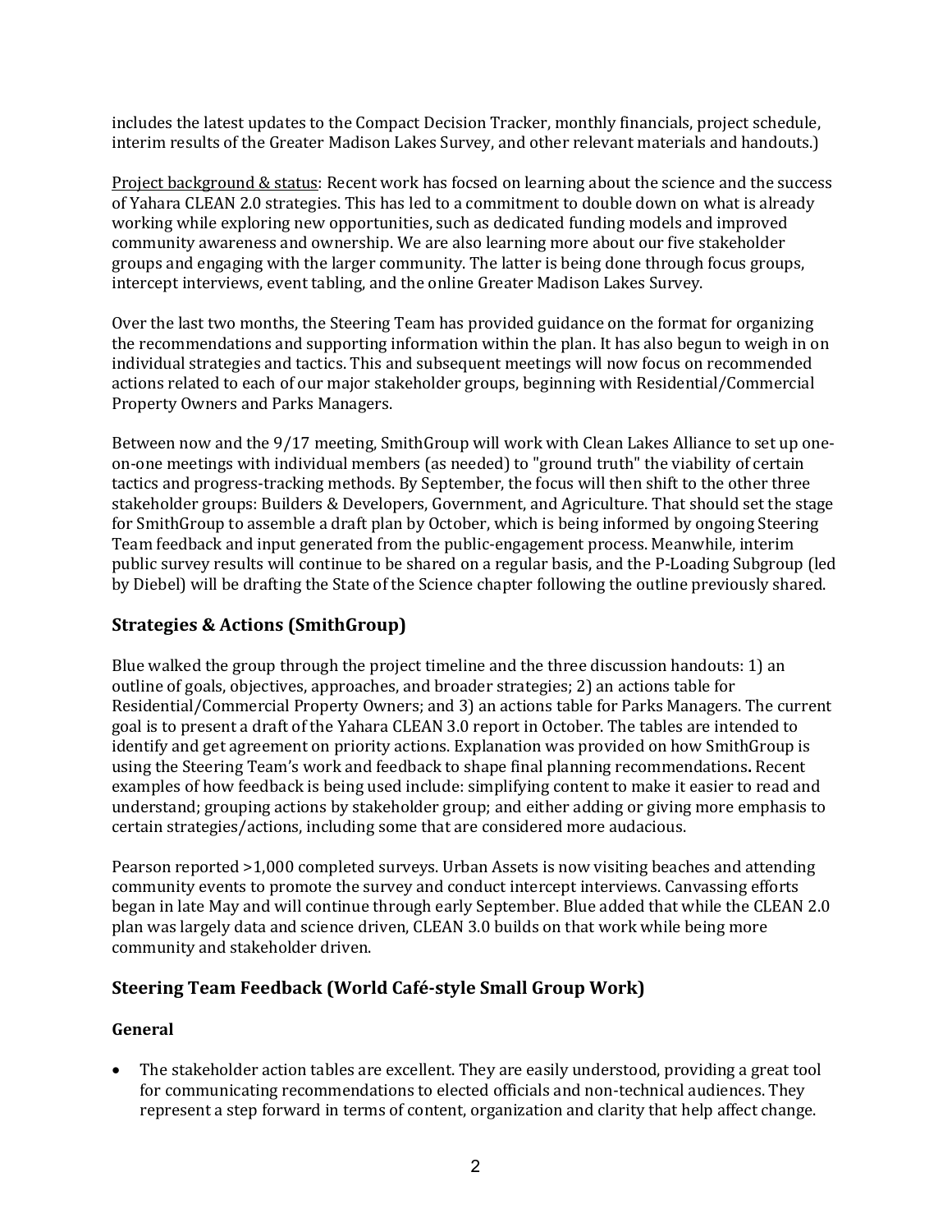includes the latest updates to the Compact Decision Tracker, monthly financials, project schedule, interim results of the Greater Madison Lakes Survey, and other relevant materials and handouts.)

Project background & status: Recent work has focsed on learning about the science and the success of Yahara CLEAN 2.0 strategies. This has led to a commitment to double down on what is already working while exploring new opportunities, such as dedicated funding models and improved community awareness and ownership. We are also learning more about our five stakeholder groups and engaging with the larger community. The latter is being done through focus groups, intercept interviews, event tabling, and the online Greater Madison Lakes Survey.

Over the last two months, the Steering Team has provided guidance on the format for organizing the recommendations and supporting information within the plan. It has also begun to weigh in on individual strategies and tactics. This and subsequent meetings will now focus on recommended actions related to each of our major stakeholder groups, beginning with Residential/Commercial Property Owners and Parks Managers.

Between now and the 9/17 meeting, SmithGroup will work with Clean Lakes Alliance to set up one-on-one meetings with individual members (as needed) to "ground truth" the viability of certain tactics and progress-tracking methods. By September, the focus will then shift to the other three stakeholder groups: Builders & Developers, Government, and Agriculture. That should set the stage for SmithGroup to assemble a draft plan by October, which is being informed by ongoing Steering Team feedback and input generated from the public-engagement process. Meanwhile, interim public survey results will continue to be shared on a regular basis, and the P-Loading Subgroup (led by Diebel) will be drafting the State of the Science chapter following the outline previously shared.

## Strategies & Actions (SmithGroup)

Blue walked the group through the project timeline and the three discussion handouts: 1) an outline of goals, objectives, approaches, and broader strategies; 2) an actions table for Residential/Commercial Property Owners; and 3) an actions table for Parks Managers. The current goal is to present a draft of the Yahara CLEAN 3.0 report in October. The tables are intended to identify and get agreement on priority actions. Explanation was provided on how SmithGroup is using the Steering Team's work and feedback to shape final planning recommendations**.** Recent examples of how feedback is being used include: simplifying content to make it easier to read and understand; grouping actions by stakeholder group; and either adding or giving more emphasis to certain strategies/actions, including some that are considered more audacious.

Pearson reported >1,000 completed surveys. Urban Assets is now visiting beaches and attending community events to promote the survey and conduct intercept interviews. Canvassing efforts began in late May and will continue through early September. Blue added that while the CLEAN 2.0 plan was largely data and science driven, CLEAN 3.0 builds on that work while being more community and stakeholder driven.

## Steering Team Feedback (World Café-style Small Group Work)

### General

- The stakeholder action tables are excellent. They are easily understood, providing a great tool for communicating recommendations to elected officials and non-technical audiences. They represent a step forward in terms of content, organization and clarity that help affect change.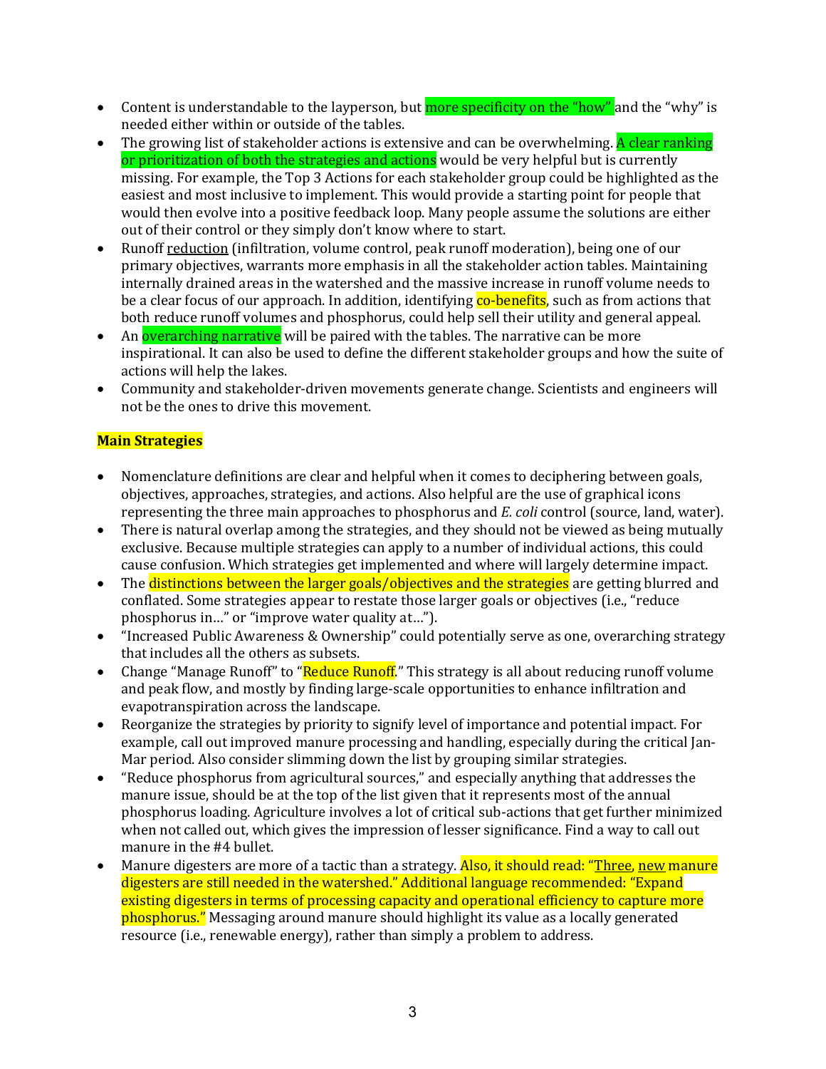- Content is understandable to the layperson, but more specificity on the "how" and the "why" is needed either within or outside of the tables.
- The growing list of stakeholder actions is extensive and can be overwhelming. A clear ranking or prioritization of both the strategies and actions would be very helpful but is currently missing. For example, the Top 3 Actions for each stakeholder group could be highlighted as the easiest and most inclusive to implement. This would provide a starting point for people that would then evolve into a positive feedback loop. Many people assume the solutions are either out of their control or they simply don't know where to start.
- Runoff <u>reduction</u> (infiltration, volume control, peak runoff moderation), being one of our primary objectives, warrants more emphasis in all the stakeholder action tables. Maintaining internally drained areas in the watershed and the massive increase in runoff volume needs to be a clear focus of our approach. In addition, identifying co-benefits, such as from actions that both reduce runoff volumes and phosphorus, could help sell their utility and general appeal.
- An overarching narrative will be paired with the tables. The narrative can be more inspirational. It can also be used to define the different stakeholder groups and how the suite of actions will help the lakes.
- Community and stakeholder-driven movements generate change. Scientists and engineers will not be the ones to drive this movement.

**Main Strategies**

- Nomenclature definitions are clear and helpful when it comes to deciphering between goals, objectives, approaches, strategies, and actions. Also helpful are the use of graphical icons representing the three main approaches to phosphorus and *E. coli* control (source, land, water).
- There is natural overlap among the strategies, and they should not be viewed as being mutually exclusive. Because multiple strategies can apply to a number of individual actions, this could cause confusion. Which strategies get implemented and where will largely determine impact.
- The distinctions between the larger goals/objectives and the strategies are getting blurred and conflated. Some strategies appear to restate those larger goals or objectives (i.e., "reduce phosphorus in…" or "improve water quality at…").
- "Increased Public Awareness & Ownership" could potentially serve as one, overarching strategy that includes all the others as subsets.
- Change "Manage Runoff" to "Reduce Runoff." This strategy is all about reducing runoff volume and peak flow, and mostly by finding large-scale opportunities to enhance infiltration and evapotranspiration across the landscape.
- Reorganize the strategies by priority to signify level of importance and potential impact. For example, call out improved manure processing and handling, especially during the critical Jan-Mar period. Also consider slimming down the list by grouping similar strategies.
- "Reduce phosphorus from agricultural sources," and especially anything that addresses the manure issue, should be at the top of the list given that it represents most of the annual phosphorus loading. Agriculture involves a lot of critical sub-actions that get further minimized when not called out, which gives the impression of lesser significance. Find a way to call out manure in the #4 bullet.
- Manure digesters are more of a tactic than a strategy. Also, it should read: "<u>Three</u>, <u>new</u> manure digesters are still needed in the watershed." Additional language recommended: "Expand existing digesters in terms of processing capacity and operational efficiency to capture more phosphorus." Messaging around manure should highlight its value as a locally generated resource (i.e., renewable energy), rather than simply a problem to address.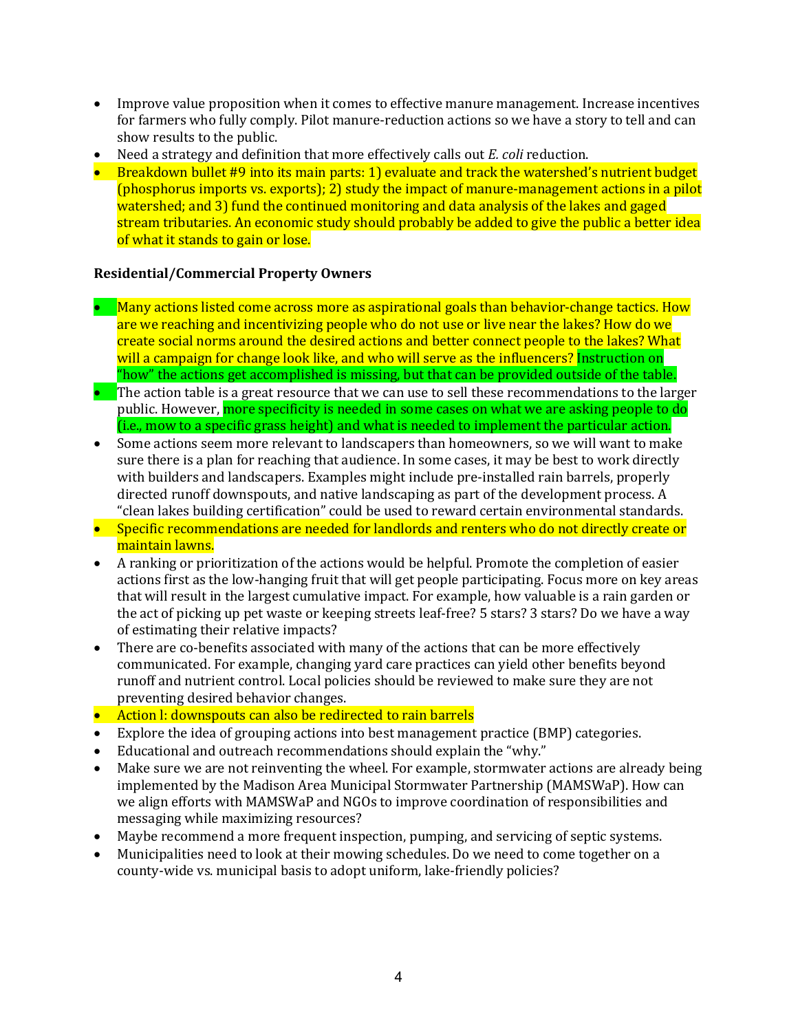- Improve value proposition when it comes to effective manure management. Increase incentives for farmers who fully comply. Pilot manure-reduction actions so we have a story to tell and can show results to the public.
- Need a strategy and definition that more effectively calls out *E. coli* reduction.
- Breakdown bullet #9 into its main parts: 1) evaluate and track the watershed's nutrient budget (phosphorus imports vs. exports); 2) study the impact of manure-management actions in a pilot watershed; and 3) fund the continued monitoring and data analysis of the lakes and gaged stream tributaries. An economic study should probably be added to give the public a better idea of what it stands to gain or lose.

**Residential/Commercial Property Owners**

- Many actions listed come across more as aspirational goals than behavior-change tactics. How are we reaching and incentivizing people who do not use or live near the lakes? How do we create social norms around the desired actions and better connect people to the lakes? What will a campaign for change look like, and who will serve as the influencers? Instruction on "how" the actions get accomplished is missing, but that can be provided outside of the table.
- The action table is a great resource that we can use to sell these recommendations to the larger public. However, more specificity is needed in some cases on what we are asking people to do (i.e., mow to a specific grass height) and what is needed to implement the particular action.
- Some actions seem more relevant to landscapers than homeowners, so we will want to make sure there is a plan for reaching that audience. In some cases, it may be best to work directly with builders and landscapers. Examples might include pre-installed rain barrels, properly directed runoff downspouts, and native landscaping as part of the development process. A "clean lakes building certification" could be used to reward certain environmental standards.
- Specific recommendations are needed for landlords and renters who do not directly create or maintain lawns.
- A ranking or prioritization of the actions would be helpful. Promote the completion of easier actions first as the low-hanging fruit that will get people participating. Focus more on key areas that will result in the largest cumulative impact. For example, how valuable is a rain garden or the act of picking up pet waste or keeping streets leaf-free? 5 stars? 3 stars? Do we have a way of estimating their relative impacts?
- There are co-benefits associated with many of the actions that can be more effectively communicated. For example, changing yard care practices can yield other benefits beyond runoff and nutrient control. Local policies should be reviewed to make sure they are not preventing desired behavior changes.
- Action l: downspouts can also be redirected to rain barrels
- Explore the idea of grouping actions into best management practice (BMP) categories.
- Educational and outreach recommendations should explain the "why."
- Make sure we are not reinventing the wheel. For example, stormwater actions are already being implemented by the Madison Area Municipal Stormwater Partnership (MAMSWaP). How can we align efforts with MAMSWaP and NGOs to improve coordination of responsibilities and messaging while maximizing resources?
- Maybe recommend a more frequent inspection, pumping, and servicing of septic systems.
- Municipalities need to look at their mowing schedules. Do we need to come together on a county-wide vs. municipal basis to adopt uniform, lake-friendly policies?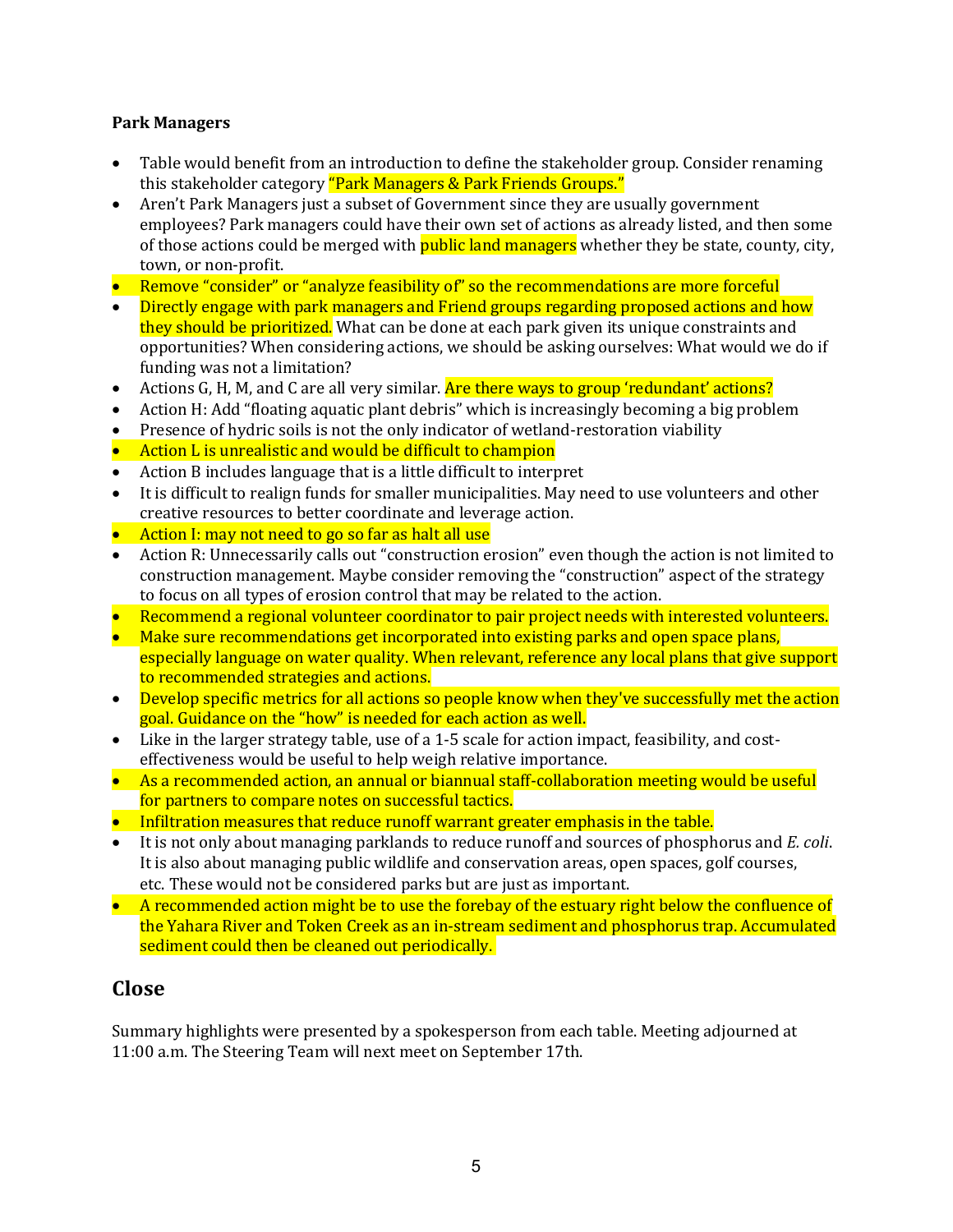**Park Managers**

- Table would benefit from an introduction to define the stakeholder group. Consider renaming this stakeholder category "Park Managers & Park Friends Groups."
- Aren't Park Managers just a subset of Government since they are usually government employees? Park managers could have their own set of actions as already listed, and then some of those actions could be merged with public land managers whether they be state, county, city, town, or non-profit.
- Remove "consider" or "analyze feasibility of" so the recommendations are more forceful
- Directly engage with park managers and Friend groups regarding proposed actions and how they should be prioritized. What can be done at each park given its unique constraints and opportunities? When considering actions, we should be asking ourselves: What would we do if funding was not a limitation?
- Actions G, H, M, and C are all very similar. Are there ways to group 'redundant' actions?
- Action H: Add "floating aquatic plant debris" which is increasingly becoming a big problem
- Presence of hydric soils is not the only indicator of wetland-restoration viability
- Action L is unrealistic and would be difficult to champion
- Action B includes language that is a little difficult to interpret
- It is difficult to realign funds for smaller municipalities. May need to use volunteers and other creative resources to better coordinate and leverage action.
- Action I: may not need to go so far as halt all use
- Action R: Unnecessarily calls out "construction erosion" even though the action is not limited to construction management. Maybe consider removing the "construction" aspect of the strategy to focus on all types of erosion control that may be related to the action.
- Recommend a regional volunteer coordinator to pair project needs with interested volunteers.
- Make sure recommendations get incorporated into existing parks and open space plans, especially language on water quality. When relevant, reference any local plans that give support to recommended strategies and actions.
- Develop specific metrics for all actions so people know when they've successfully met the action goal. Guidance on the "how" is needed for each action as well.
- Like in the larger strategy table, use of a 1-5 scale for action impact, feasibility, and cost-effectiveness would be useful to help weigh relative importance.
- As a recommended action, an annual or biannual staff-collaboration meeting would be useful for partners to compare notes on successful tactics.
- Infiltration measures that reduce runoff warrant greater emphasis in the table.
- It is not only about managing parklands to reduce runoff and sources of phosphorus and *E. coli*. It is also about managing public wildlife and conservation areas, open spaces, golf courses, etc. These would not be considered parks but are just as important.
- A recommended action might be to use the forebay of the estuary right below the confluence of the Yahara River and Token Creek as an in-stream sediment and phosphorus trap. Accumulated sediment could then be cleaned out periodically.

## Close

Summary highlights were presented by a spokesperson from each table. Meeting adjourned at 11:00 a.m. The Steering Team will next meet on September 17th.